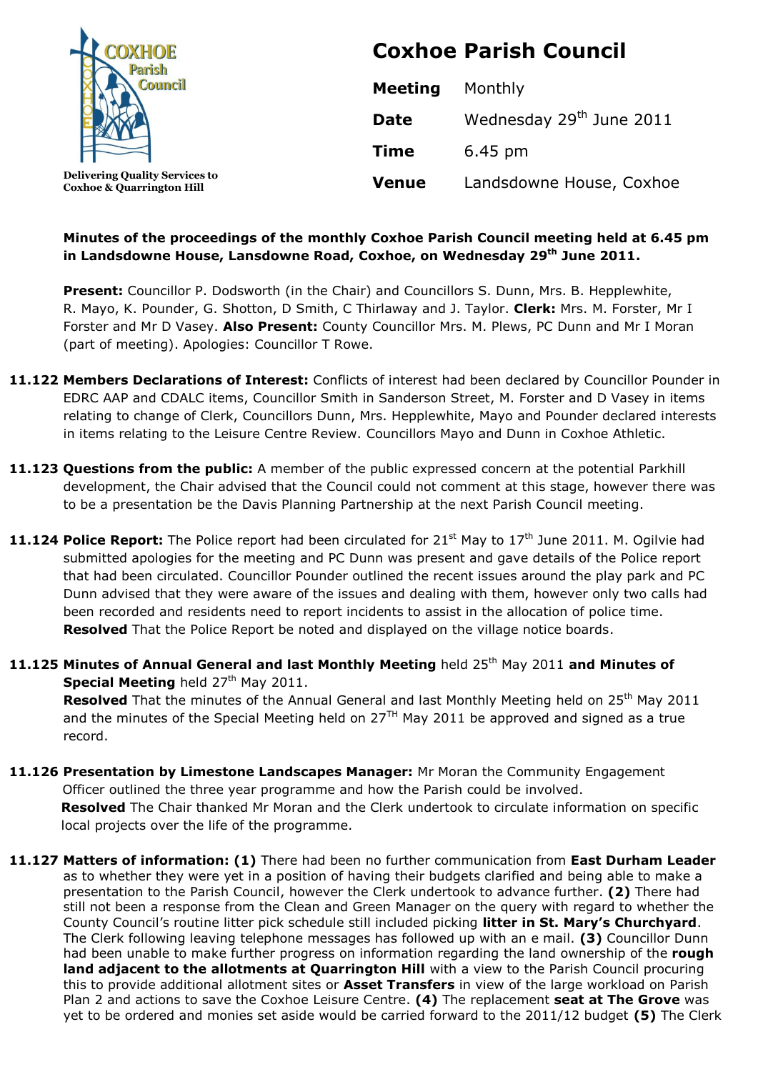COXHOE Parish Council

Delivering Quality Services to Coxhoe & Quarrington Hill

# Coxhoe Parish Council

| | |
|---|---|
| **Meeting** | Monthly |
| **Date** | Wednesday 29th June 2011 |
| **Time** | 6.45 pm |
| **Venue** | Landsdowne House, Coxhoe |

**Minutes of the proceedings of the monthly Coxhoe Parish Council meeting held at 6.45 pm in Landsdowne House, Lansdowne Road, Coxhoe, on Wednesday 29th June 2011.**

**Present:** Councillor P. Dodsworth (in the Chair) and Councillors S. Dunn, Mrs. B. Hepplewhite, R. Mayo, K. Pounder, G. Shotton, D Smith, C Thirlaway and J. Taylor. **Clerk:** Mrs. M. Forster, Mr I Forster and Mr D Vasey. **Also Present:** County Councillor Mrs. M. Plews, PC Dunn and Mr I Moran (part of meeting). Apologies: Councillor T Rowe.

**11.122 Members Declarations of Interest:** Conflicts of interest had been declared by Councillor Pounder in EDRC AAP and CDALC items, Councillor Smith in Sanderson Street, M. Forster and D Vasey in items relating to change of Clerk, Councillors Dunn, Mrs. Hepplewhite, Mayo and Pounder declared interests in items relating to the Leisure Centre Review. Councillors Mayo and Dunn in Coxhoe Athletic.

**11.123 Questions from the public:** A member of the public expressed concern at the potential Parkhill development, the Chair advised that the Council could not comment at this stage, however there was to be a presentation be the Davis Planning Partnership at the next Parish Council meeting.

**11.124 Police Report:** The Police report had been circulated for 21st May to 17th June 2011. M. Ogilvie had submitted apologies for the meeting and PC Dunn was present and gave details of the Police report that had been circulated. Councillor Pounder outlined the recent issues around the play park and PC Dunn advised that they were aware of the issues and dealing with them, however only two calls had been recorded and residents need to report incidents to assist in the allocation of police time. **Resolved** That the Police Report be noted and displayed on the village notice boards.

**11.125 Minutes of Annual General and last Monthly Meeting** held 25th May 2011 **and Minutes of Special Meeting** held 27th May 2011.
**Resolved** That the minutes of the Annual General and last Monthly Meeting held on 25th May 2011 and the minutes of the Special Meeting held on 27TH May 2011 be approved and signed as a true record.

**11.126 Presentation by Limestone Landscapes Manager:** Mr Moran the Community Engagement Officer outlined the three year programme and how the Parish could be involved.
**Resolved** The Chair thanked Mr Moran and the Clerk undertook to circulate information on specific local projects over the life of the programme.

**11.127 Matters of information: (1)** There had been no further communication from **East Durham Leader** as to whether they were yet in a position of having their budgets clarified and being able to make a presentation to the Parish Council, however the Clerk undertook to advance further. **(2)** There had still not been a response from the Clean and Green Manager on the query with regard to whether the County Council's routine litter pick schedule still included picking **litter in St. Mary's Churchyard**. The Clerk following leaving telephone messages has followed up with an e mail. **(3)** Councillor Dunn had been unable to make further progress on information regarding the land ownership of the **rough land adjacent to the allotments at Quarrington Hill** with a view to the Parish Council procuring this to provide additional allotment sites or **Asset Transfers** in view of the large workload on Parish Plan 2 and actions to save the Coxhoe Leisure Centre. **(4)** The replacement **seat at The Grove** was yet to be ordered and monies set aside would be carried forward to the 2011/12 budget **(5)** The Clerk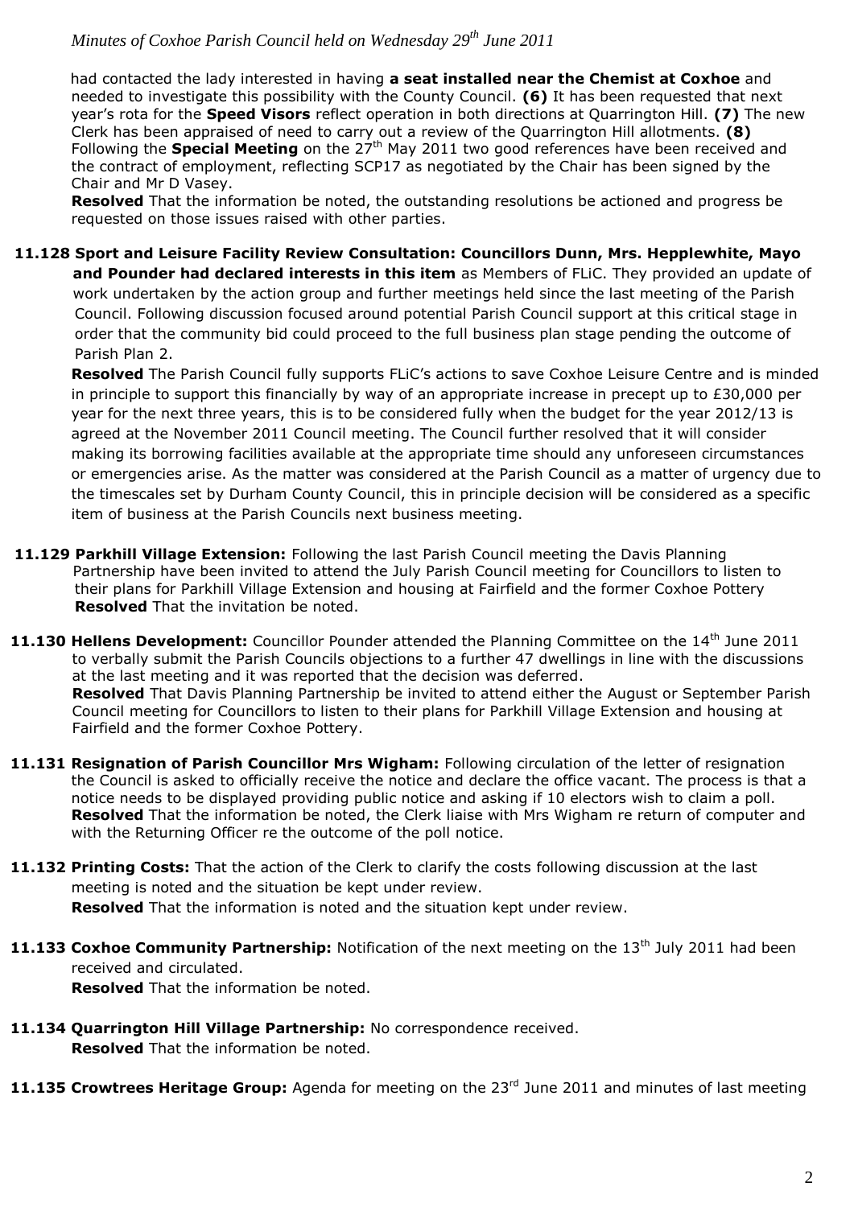had contacted the lady interested in having **a seat installed near the Chemist at Coxhoe** and needed to investigate this possibility with the County Council. **(6)** It has been requested that next year's rota for the **Speed Visors** reflect operation in both directions at Quarrington Hill. **(7)** The new Clerk has been appraised of need to carry out a review of the Quarrington Hill allotments. **(8)** Following the **Special Meeting** on the 27th May 2011 two good references have been received and the contract of employment, reflecting SCP17 as negotiated by the Chair has been signed by the Chair and Mr D Vasey.

**Resolved** That the information be noted, the outstanding resolutions be actioned and progress be requested on those issues raised with other parties.

**11.128 Sport and Leisure Facility Review Consultation: Councillors Dunn, Mrs. Hepplewhite, Mayo and Pounder had declared interests in this item** as Members of FLiC. They provided an update of work undertaken by the action group and further meetings held since the last meeting of the Parish Council. Following discussion focused around potential Parish Council support at this critical stage in order that the community bid could proceed to the full business plan stage pending the outcome of Parish Plan 2.

**Resolved** The Parish Council fully supports FLiC's actions to save Coxhoe Leisure Centre and is minded in principle to support this financially by way of an appropriate increase in precept up to £30,000 per year for the next three years, this is to be considered fully when the budget for the year 2012/13 is agreed at the November 2011 Council meeting. The Council further resolved that it will consider making its borrowing facilities available at the appropriate time should any unforeseen circumstances or emergencies arise. As the matter was considered at the Parish Council as a matter of urgency due to the timescales set by Durham County Council, this in principle decision will be considered as a specific item of business at the Parish Councils next business meeting.

**11.129 Parkhill Village Extension:** Following the last Parish Council meeting the Davis Planning Partnership have been invited to attend the July Parish Council meeting for Councillors to listen to their plans for Parkhill Village Extension and housing at Fairfield and the former Coxhoe Pottery
**Resolved** That the invitation be noted.

**11.130 Hellens Development:** Councillor Pounder attended the Planning Committee on the 14th June 2011 to verbally submit the Parish Councils objections to a further 47 dwellings in line with the discussions at the last meeting and it was reported that the decision was deferred.
**Resolved** That Davis Planning Partnership be invited to attend either the August or September Parish Council meeting for Councillors to listen to their plans for Parkhill Village Extension and housing at Fairfield and the former Coxhoe Pottery.

**11.131 Resignation of Parish Councillor Mrs Wigham:** Following circulation of the letter of resignation the Council is asked to officially receive the notice and declare the office vacant. The process is that a notice needs to be displayed providing public notice and asking if 10 electors wish to claim a poll.
**Resolved** That the information be noted, the Clerk liaise with Mrs Wigham re return of computer and with the Returning Officer re the outcome of the poll notice.

**11.132 Printing Costs:** That the action of the Clerk to clarify the costs following discussion at the last meeting is noted and the situation be kept under review.
**Resolved** That the information is noted and the situation kept under review.

**11.133 Coxhoe Community Partnership:** Notification of the next meeting on the 13th July 2011 had been received and circulated.
**Resolved** That the information be noted.

**11.134 Quarrington Hill Village Partnership:** No correspondence received.
**Resolved** That the information be noted.

**11.135 Crowtrees Heritage Group:** Agenda for meeting on the 23rd June 2011 and minutes of last meeting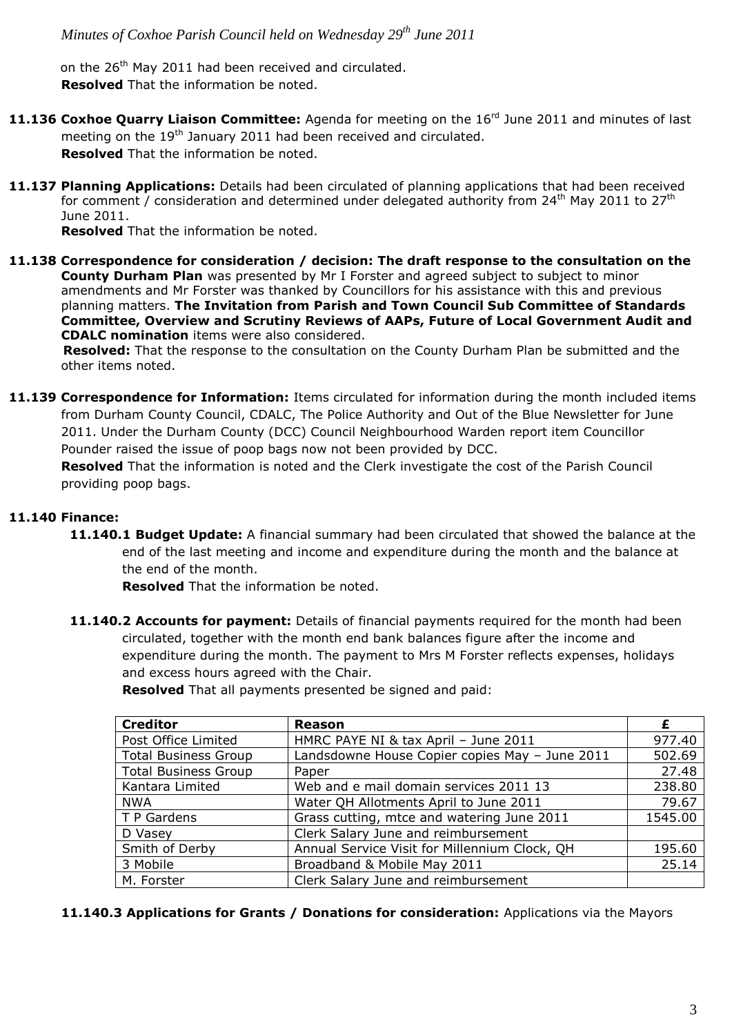on the 26th May 2011 had been received and circulated.
**Resolved** That the information be noted.

**11.136 Coxhoe Quarry Liaison Committee:** Agenda for meeting on the 16rd June 2011 and minutes of last meeting on the 19th January 2011 had been received and circulated.
**Resolved** That the information be noted.

**11.137 Planning Applications:** Details had been circulated of planning applications that had been received for comment / consideration and determined under delegated authority from 24th May 2011 to 27th June 2011.
**Resolved** That the information be noted.

**11.138 Correspondence for consideration / decision: The draft response to the consultation on the County Durham Plan** was presented by Mr I Forster and agreed subject to subject to minor amendments and Mr Forster was thanked by Councillors for his assistance with this and previous planning matters. **The Invitation from Parish and Town Council Sub Committee of Standards Committee, Overview and Scrutiny Reviews of AAPs, Future of Local Government Audit and CDALC nomination** items were also considered.
**Resolved:** That the response to the consultation on the County Durham Plan be submitted and the other items noted.

**11.139 Correspondence for Information:** Items circulated for information during the month included items from Durham County Council, CDALC, The Police Authority and Out of the Blue Newsletter for June 2011. Under the Durham County (DCC) Council Neighbourhood Warden report item Councillor Pounder raised the issue of poop bags now not been provided by DCC.
**Resolved** That the information is noted and the Clerk investigate the cost of the Parish Council providing poop bags.

**11.140 Finance:**

**11.140.1 Budget Update:** A financial summary had been circulated that showed the balance at the end of the last meeting and income and expenditure during the month and the balance at the end of the month.
**Resolved** That the information be noted.

**11.140.2 Accounts for payment:** Details of financial payments required for the month had been circulated, together with the month end bank balances figure after the income and expenditure during the month. The payment to Mrs M Forster reflects expenses, holidays and excess hours agreed with the Chair.
**Resolved** That all payments presented be signed and paid:

| Creditor | Reason | £ |
|---|---|---|
| Post Office Limited | HMRC PAYE NI & tax April – June 2011 | 977.40 |
| Total Business Group | Landsdowne House Copier copies May – June 2011 | 502.69 |
| Total Business Group | Paper | 27.48 |
| Kantara Limited | Web and e mail domain services 2011 13 | 238.80 |
| NWA | Water QH Allotments April to June 2011 | 79.67 |
| T P Gardens | Grass cutting, mtce and watering June 2011 | 1545.00 |
| D Vasey | Clerk Salary June and reimbursement | |
| Smith of Derby | Annual Service Visit for Millennium Clock, QH | 195.60 |
| 3 Mobile | Broadband & Mobile May 2011 | 25.14 |
| M. Forster | Clerk Salary June and reimbursement | |

**11.140.3 Applications for Grants / Donations for consideration:** Applications via the Mayors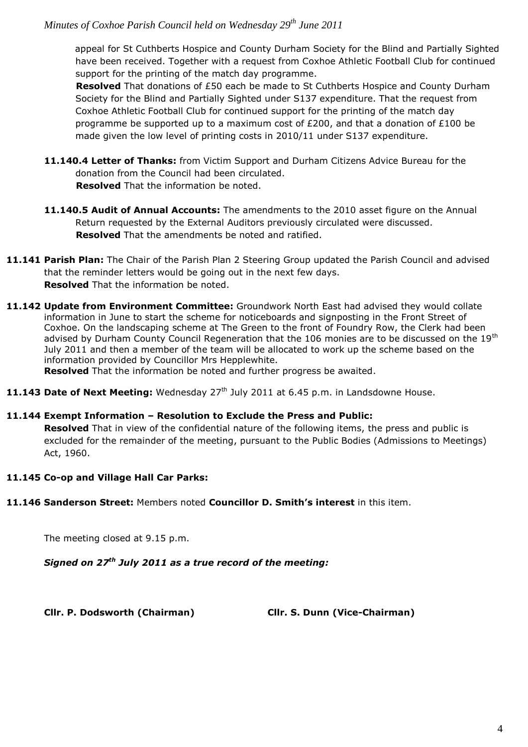appeal for St Cuthberts Hospice and County Durham Society for the Blind and Partially Sighted have been received. Together with a request from Coxhoe Athletic Football Club for continued support for the printing of the match day programme.

**Resolved** That donations of £50 each be made to St Cuthberts Hospice and County Durham Society for the Blind and Partially Sighted under S137 expenditure. That the request from Coxhoe Athletic Football Club for continued support for the printing of the match day programme be supported up to a maximum cost of £200, and that a donation of £100 be made given the low level of printing costs in 2010/11 under S137 expenditure.

**11.140.4 Letter of Thanks:** from Victim Support and Durham Citizens Advice Bureau for the donation from the Council had been circulated.
**Resolved** That the information be noted.

**11.140.5 Audit of Annual Accounts:** The amendments to the 2010 asset figure on the Annual Return requested by the External Auditors previously circulated were discussed.
**Resolved** That the amendments be noted and ratified.

**11.141 Parish Plan:** The Chair of the Parish Plan 2 Steering Group updated the Parish Council and advised that the reminder letters would be going out in the next few days.
**Resolved** That the information be noted.

**11.142 Update from Environment Committee:** Groundwork North East had advised they would collate information in June to start the scheme for noticeboards and signposting in the Front Street of Coxhoe. On the landscaping scheme at The Green to the front of Foundry Row, the Clerk had been advised by Durham County Council Regeneration that the 106 monies are to be discussed on the 19th July 2011 and then a member of the team will be allocated to work up the scheme based on the information provided by Councillor Mrs Hepplewhite.
**Resolved** That the information be noted and further progress be awaited.

**11.143 Date of Next Meeting:** Wednesday 27th July 2011 at 6.45 p.m. in Landsdowne House.

**11.144 Exempt Information – Resolution to Exclude the Press and Public:**
**Resolved** That in view of the confidential nature of the following items, the press and public is excluded for the remainder of the meeting, pursuant to the Public Bodies (Admissions to Meetings) Act, 1960.

**11.145 Co-op and Village Hall Car Parks:**

**11.146 Sanderson Street:** Members noted **Councillor D. Smith's interest** in this item.

The meeting closed at 9.15 p.m.

***Signed on 27th July 2011 as a true record of the meeting:***

**Cllr. P. Dodsworth (Chairman)** **Cllr. S. Dunn (Vice-Chairman)**